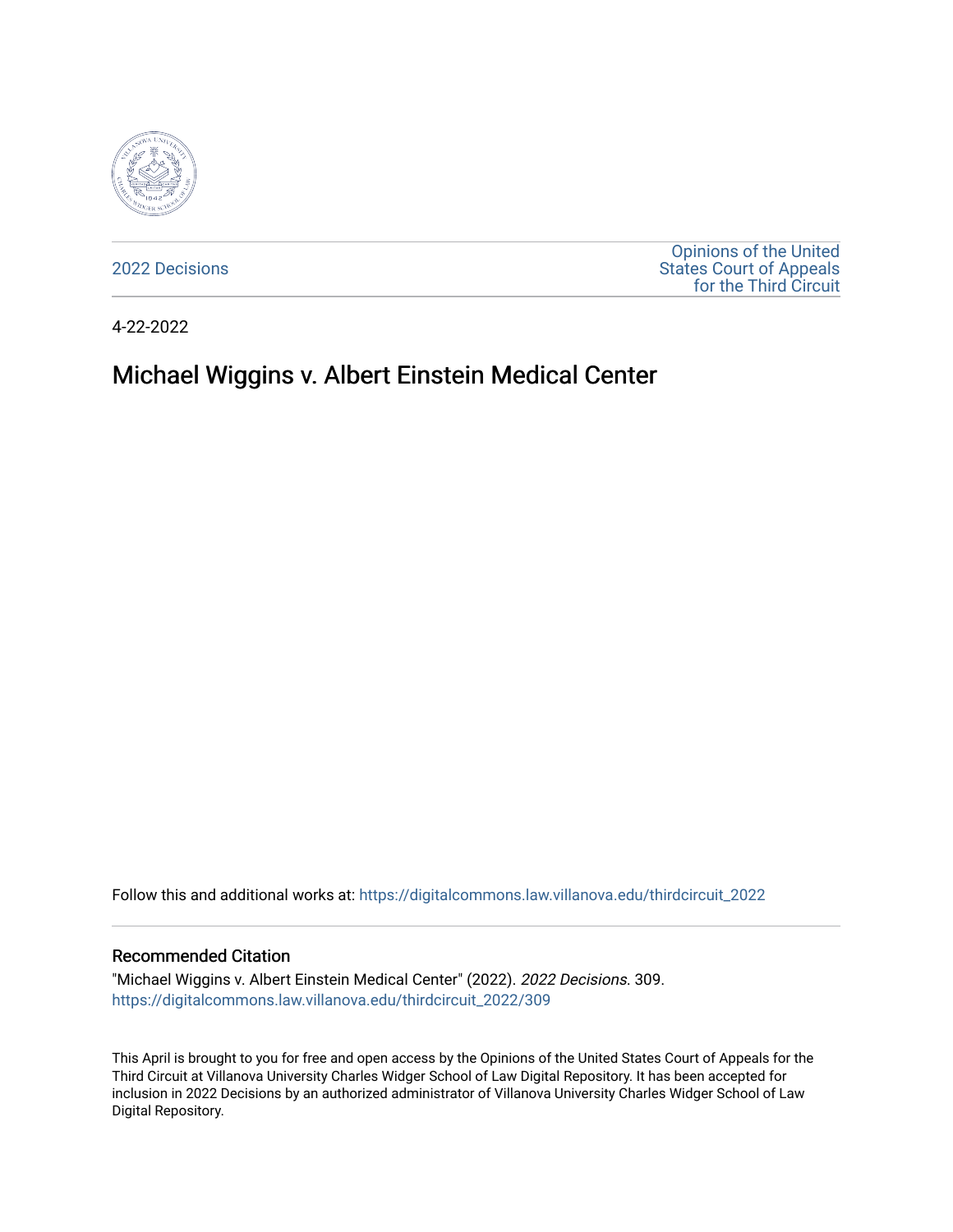2022 Decisions

Opinions of the United States Court of Appeals for the Third Circuit

4-22-2022

# Michael Wiggins v. Albert Einstein Medical Center

Follow this and additional works at: https://digitalcommons.law.villanova.edu/thirdcircuit_2022

### Recommended Citation

"Michael Wiggins v. Albert Einstein Medical Center" (2022). *2022 Decisions*. 309.
https://digitalcommons.law.villanova.edu/thirdcircuit_2022/309

This April is brought to you for free and open access by the Opinions of the United States Court of Appeals for the Third Circuit at Villanova University Charles Widger School of Law Digital Repository. It has been accepted for inclusion in 2022 Decisions by an authorized administrator of Villanova University Charles Widger School of Law Digital Repository.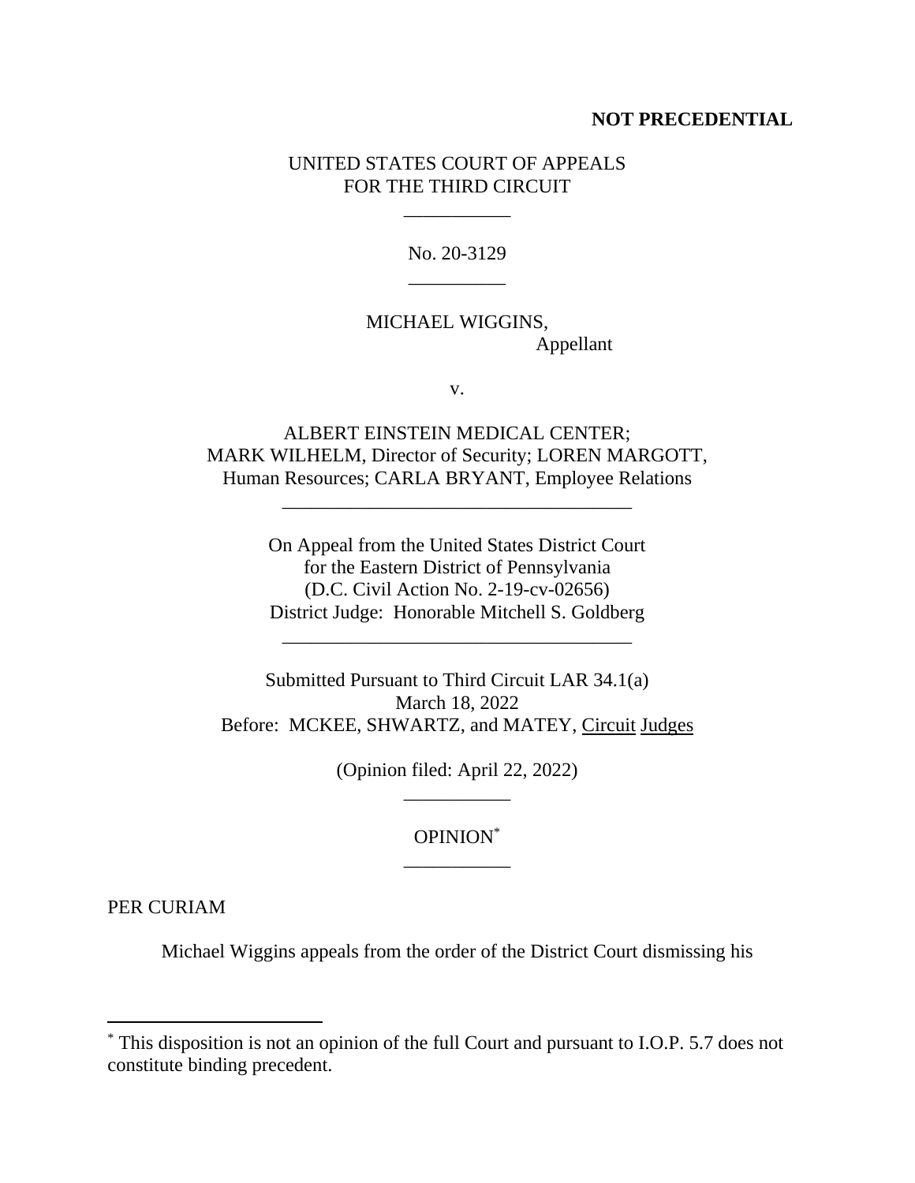**NOT PRECEDENTIAL**

UNITED STATES COURT OF APPEALS
FOR THE THIRD CIRCUIT

\_\_\_\_\_\_\_\_\_\_\_

No. 20-3129

\_\_\_\_\_\_\_\_\_\_

MICHAEL WIGGINS,
Appellant

v.

ALBERT EINSTEIN MEDICAL CENTER;
MARK WILHELM, Director of Security; LOREN MARGOTT,
Human Resources; CARLA BRYANT, Employee Relations

\_\_\_\_\_\_\_\_\_\_\_\_\_\_\_\_\_\_\_\_\_\_\_\_\_\_\_\_\_\_\_\_\_\_\_\_

On Appeal from the United States District Court
for the Eastern District of Pennsylvania
(D.C. Civil Action No. 2-19-cv-02656)
District Judge: Honorable Mitchell S. Goldberg

\_\_\_\_\_\_\_\_\_\_\_\_\_\_\_\_\_\_\_\_\_\_\_\_\_\_\_\_\_\_\_\_\_\_\_\_

Submitted Pursuant to Third Circuit LAR 34.1(a)
March 18, 2022
Before: MCKEE, SHWARTZ, and MATEY, Circuit Judges

(Opinion filed: April 22, 2022)

\_\_\_\_\_\_\_\_\_\_\_

OPINION*

\_\_\_\_\_\_\_\_\_\_\_

PER CURIAM

Michael Wiggins appeals from the order of the District Court dismissing his

---

* This disposition is not an opinion of the full Court and pursuant to I.O.P. 5.7 does not constitute binding precedent.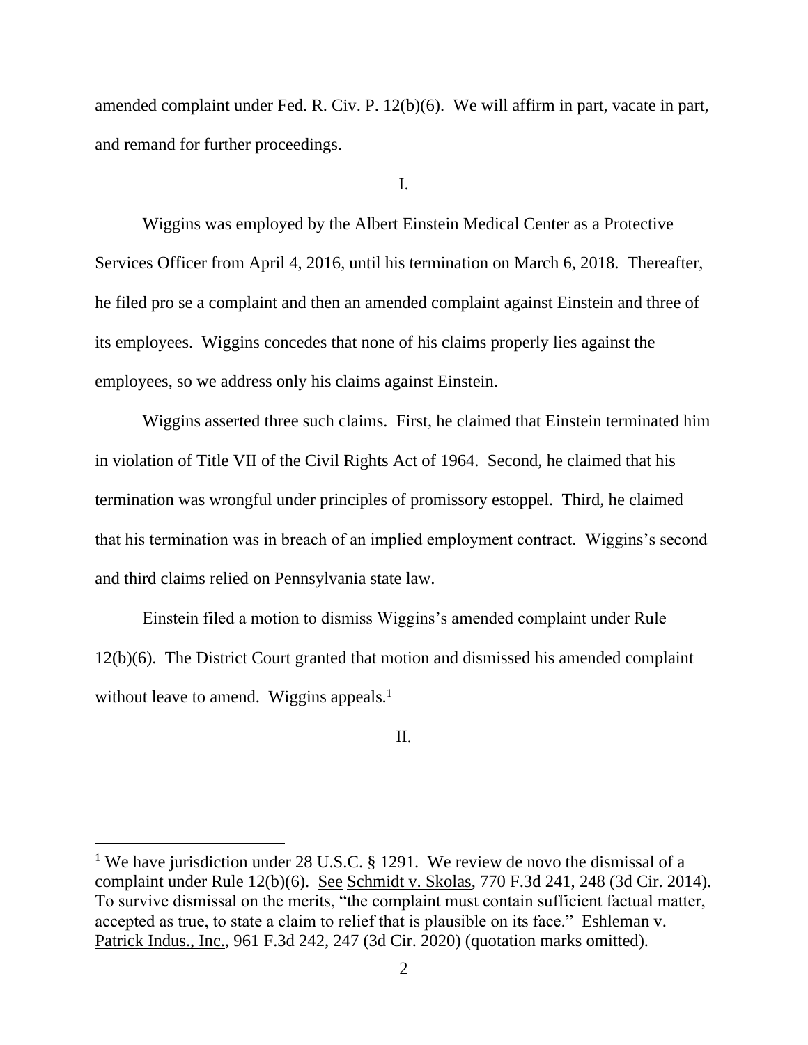amended complaint under Fed. R. Civ. P. 12(b)(6). We will affirm in part, vacate in part, and remand for further proceedings.

I.

Wiggins was employed by the Albert Einstein Medical Center as a Protective Services Officer from April 4, 2016, until his termination on March 6, 2018. Thereafter, he filed pro se a complaint and then an amended complaint against Einstein and three of its employees. Wiggins concedes that none of his claims properly lies against the employees, so we address only his claims against Einstein.

Wiggins asserted three such claims. First, he claimed that Einstein terminated him in violation of Title VII of the Civil Rights Act of 1964. Second, he claimed that his termination was wrongful under principles of promissory estoppel. Third, he claimed that his termination was in breach of an implied employment contract. Wiggins's second and third claims relied on Pennsylvania state law.

Einstein filed a motion to dismiss Wiggins's amended complaint under Rule 12(b)(6). The District Court granted that motion and dismissed his amended complaint without leave to amend. Wiggins appeals.[1]

II.

---

[1] We have jurisdiction under 28 U.S.C. § 1291. We review de novo the dismissal of a complaint under Rule 12(b)(6). See Schmidt v. Skolas, 770 F.3d 241, 248 (3d Cir. 2014). To survive dismissal on the merits, "the complaint must contain sufficient factual matter, accepted as true, to state a claim to relief that is plausible on its face." Eshleman v. Patrick Indus., Inc., 961 F.3d 242, 247 (3d Cir. 2020) (quotation marks omitted).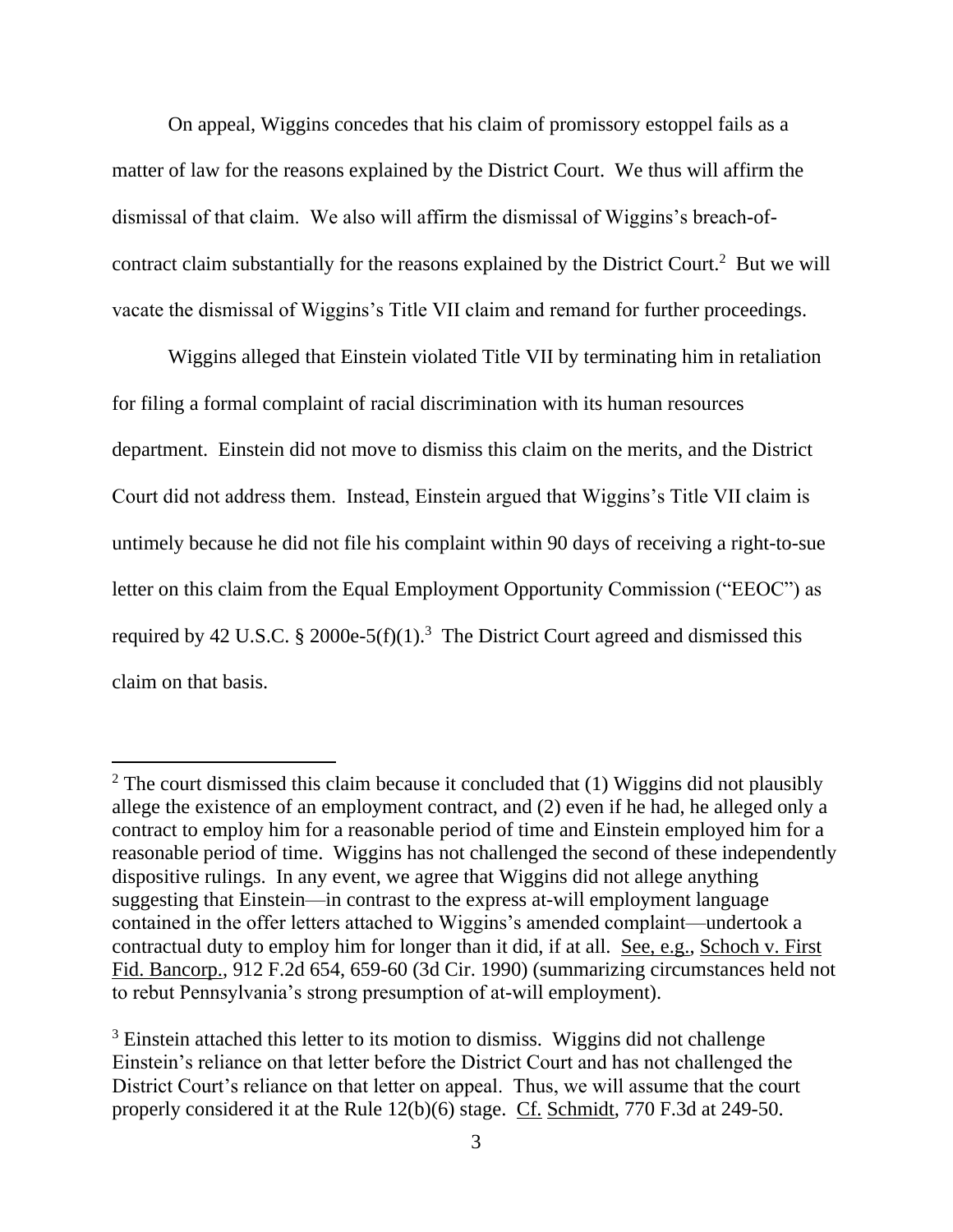On appeal, Wiggins concedes that his claim of promissory estoppel fails as a matter of law for the reasons explained by the District Court. We thus will affirm the dismissal of that claim. We also will affirm the dismissal of Wiggins's breach-of-contract claim substantially for the reasons explained by the District Court.[2] But we will vacate the dismissal of Wiggins's Title VII claim and remand for further proceedings.

Wiggins alleged that Einstein violated Title VII by terminating him in retaliation for filing a formal complaint of racial discrimination with its human resources department. Einstein did not move to dismiss this claim on the merits, and the District Court did not address them. Instead, Einstein argued that Wiggins's Title VII claim is untimely because he did not file his complaint within 90 days of receiving a right-to-sue letter on this claim from the Equal Employment Opportunity Commission ("EEOC") as required by 42 U.S.C. § 2000e-5(f)(1).[3] The District Court agreed and dismissed this claim on that basis.

---

[2] The court dismissed this claim because it concluded that (1) Wiggins did not plausibly allege the existence of an employment contract, and (2) even if he had, he alleged only a contract to employ him for a reasonable period of time and Einstein employed him for a reasonable period of time. Wiggins has not challenged the second of these independently dispositive rulings. In any event, we agree that Wiggins did not allege anything suggesting that Einstein—in contrast to the express at-will employment language contained in the offer letters attached to Wiggins's amended complaint—undertook a contractual duty to employ him for longer than it did, if at all. See, e.g., Schoch v. First Fid. Bancorp., 912 F.2d 654, 659-60 (3d Cir. 1990) (summarizing circumstances held not to rebut Pennsylvania's strong presumption of at-will employment).

[3] Einstein attached this letter to its motion to dismiss. Wiggins did not challenge Einstein's reliance on that letter before the District Court and has not challenged the District Court's reliance on that letter on appeal. Thus, we will assume that the court properly considered it at the Rule 12(b)(6) stage. Cf. Schmidt, 770 F.3d at 249-50.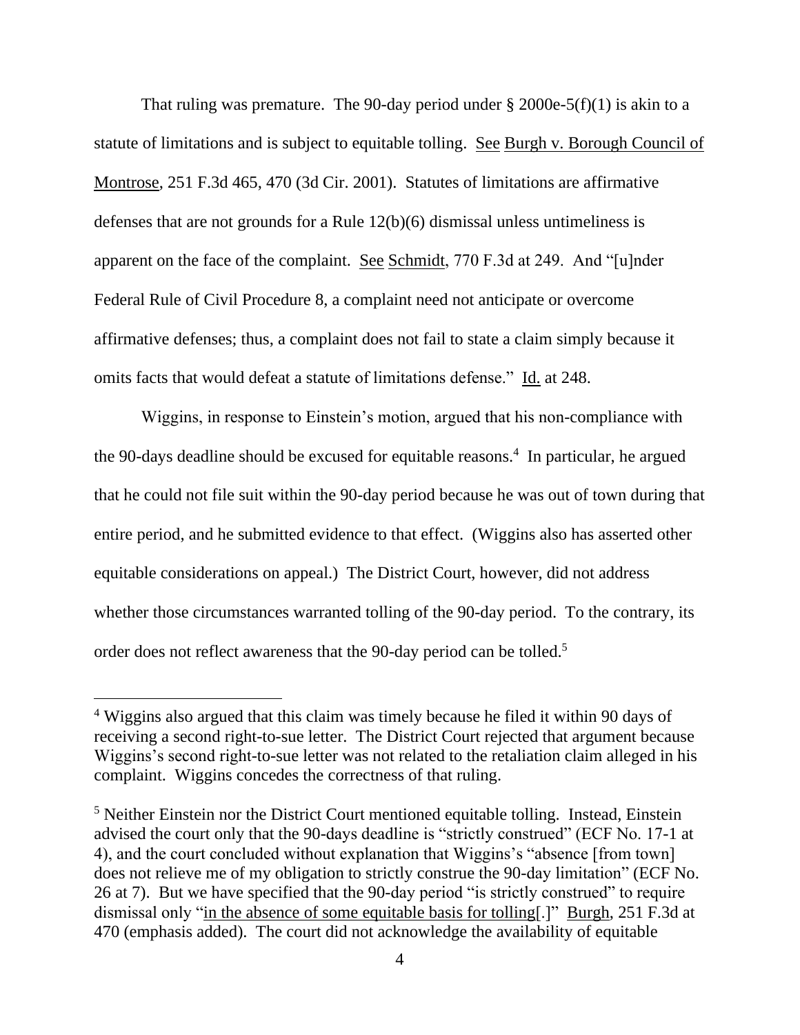That ruling was premature. The 90-day period under § 2000e-5(f)(1) is akin to a statute of limitations and is subject to equitable tolling. See Burgh v. Borough Council of Montrose, 251 F.3d 465, 470 (3d Cir. 2001). Statutes of limitations are affirmative defenses that are not grounds for a Rule 12(b)(6) dismissal unless untimeliness is apparent on the face of the complaint. See Schmidt, 770 F.3d at 249. And "[u]nder Federal Rule of Civil Procedure 8, a complaint need not anticipate or overcome affirmative defenses; thus, a complaint does not fail to state a claim simply because it omits facts that would defeat a statute of limitations defense." Id. at 248.

Wiggins, in response to Einstein's motion, argued that his non-compliance with the 90-days deadline should be excused for equitable reasons.[4] In particular, he argued that he could not file suit within the 90-day period because he was out of town during that entire period, and he submitted evidence to that effect. (Wiggins also has asserted other equitable considerations on appeal.) The District Court, however, did not address whether those circumstances warranted tolling of the 90-day period. To the contrary, its order does not reflect awareness that the 90-day period can be tolled.[5]

---

[4] Wiggins also argued that this claim was timely because he filed it within 90 days of receiving a second right-to-sue letter. The District Court rejected that argument because Wiggins's second right-to-sue letter was not related to the retaliation claim alleged in his complaint. Wiggins concedes the correctness of that ruling.

[5] Neither Einstein nor the District Court mentioned equitable tolling. Instead, Einstein advised the court only that the 90-days deadline is "strictly construed" (ECF No. 17-1 at 4), and the court concluded without explanation that Wiggins's "absence [from town] does not relieve me of my obligation to strictly construe the 90-day limitation" (ECF No. 26 at 7). But we have specified that the 90-day period "is strictly construed" to require dismissal only "in the absence of some equitable basis for tolling[.]" Burgh, 251 F.3d at 470 (emphasis added). The court did not acknowledge the availability of equitable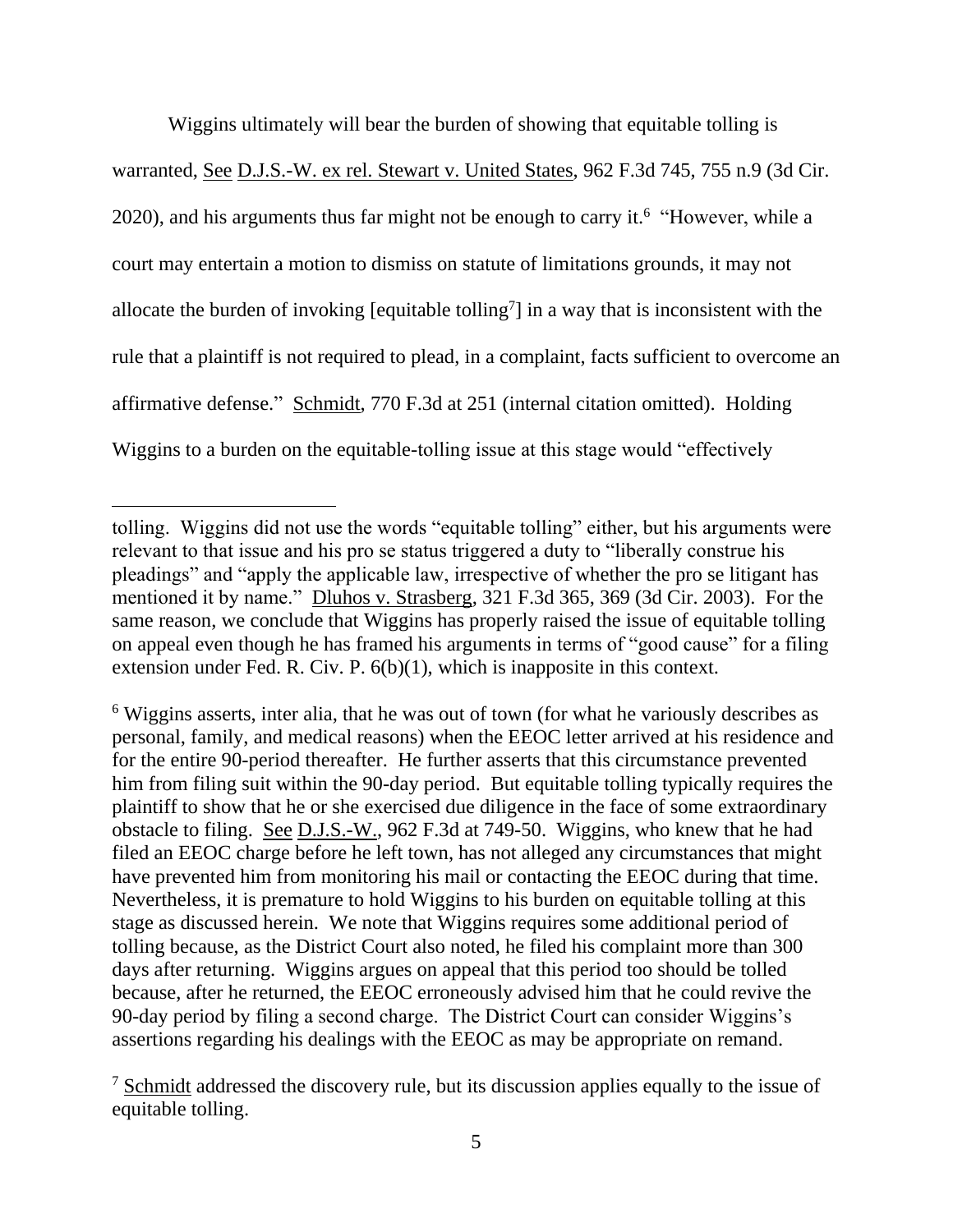Wiggins ultimately will bear the burden of showing that equitable tolling is warranted, See D.J.S.-W. ex rel. Stewart v. United States, 962 F.3d 745, 755 n.9 (3d Cir. 2020), and his arguments thus far might not be enough to carry it.[6] "However, while a court may entertain a motion to dismiss on statute of limitations grounds, it may not allocate the burden of invoking [equitable tolling[7]] in a way that is inconsistent with the rule that a plaintiff is not required to plead, in a complaint, facts sufficient to overcome an affirmative defense." Schmidt, 770 F.3d at 251 (internal citation omitted). Holding Wiggins to a burden on the equitable-tolling issue at this stage would "effectively

---

tolling. Wiggins did not use the words "equitable tolling" either, but his arguments were relevant to that issue and his pro se status triggered a duty to "liberally construe his pleadings" and "apply the applicable law, irrespective of whether the pro se litigant has mentioned it by name." Dluhos v. Strasberg, 321 F.3d 365, 369 (3d Cir. 2003). For the same reason, we conclude that Wiggins has properly raised the issue of equitable tolling on appeal even though he has framed his arguments in terms of "good cause" for a filing extension under Fed. R. Civ. P. 6(b)(1), which is inapposite in this context.

[6] Wiggins asserts, inter alia, that he was out of town (for what he variously describes as personal, family, and medical reasons) when the EEOC letter arrived at his residence and for the entire 90-period thereafter. He further asserts that this circumstance prevented him from filing suit within the 90-day period. But equitable tolling typically requires the plaintiff to show that he or she exercised due diligence in the face of some extraordinary obstacle to filing. See D.J.S.-W., 962 F.3d at 749-50. Wiggins, who knew that he had filed an EEOC charge before he left town, has not alleged any circumstances that might have prevented him from monitoring his mail or contacting the EEOC during that time. Nevertheless, it is premature to hold Wiggins to his burden on equitable tolling at this stage as discussed herein. We note that Wiggins requires some additional period of tolling because, as the District Court also noted, he filed his complaint more than 300 days after returning. Wiggins argues on appeal that this period too should be tolled because, after he returned, the EEOC erroneously advised him that he could revive the 90-day period by filing a second charge. The District Court can consider Wiggins's assertions regarding his dealings with the EEOC as may be appropriate on remand.

[7] Schmidt addressed the discovery rule, but its discussion applies equally to the issue of equitable tolling.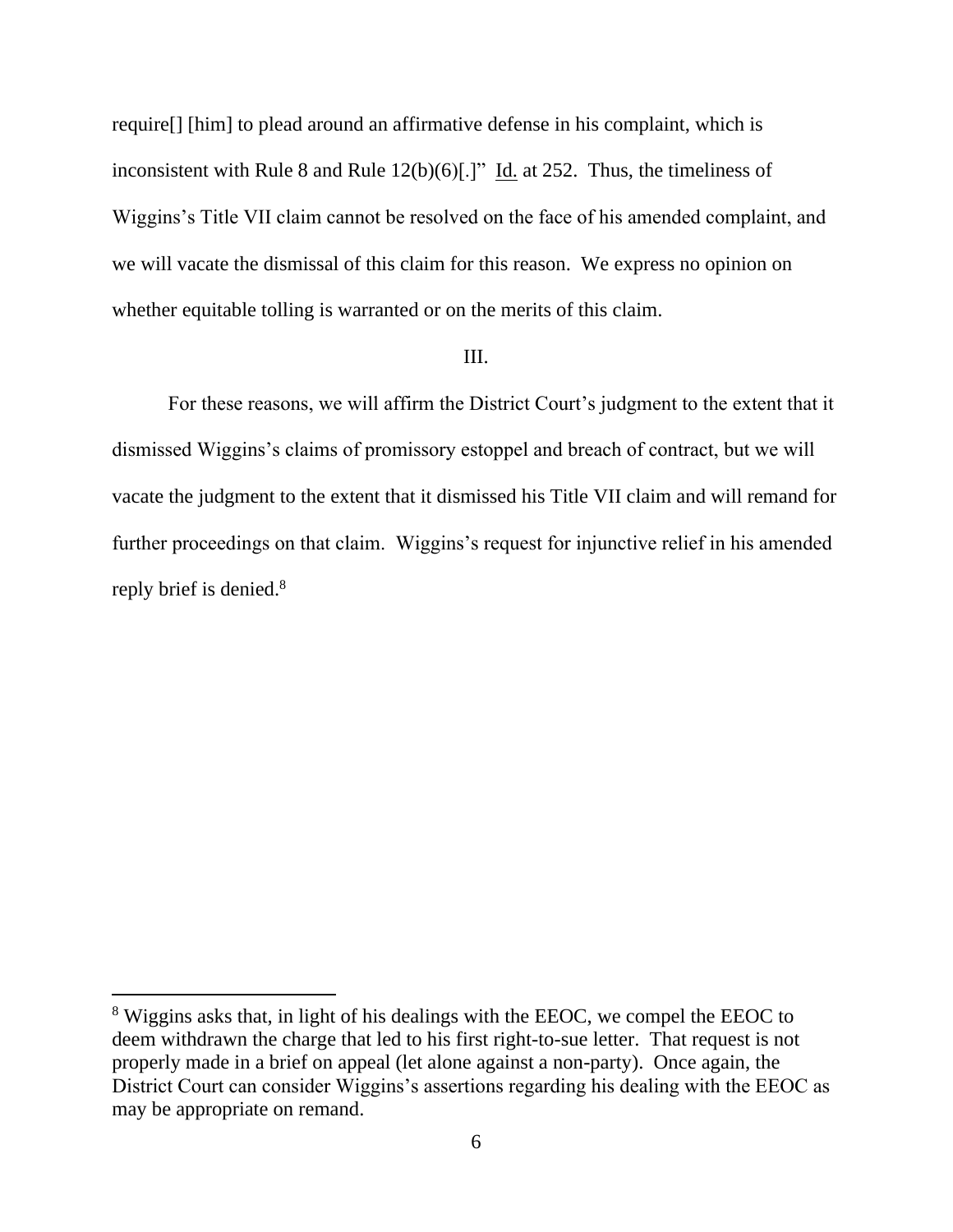require[] [him] to plead around an affirmative defense in his complaint, which is inconsistent with Rule 8 and Rule 12(b)(6)[.]" Id. at 252. Thus, the timeliness of Wiggins's Title VII claim cannot be resolved on the face of his amended complaint, and we will vacate the dismissal of this claim for this reason. We express no opinion on whether equitable tolling is warranted or on the merits of this claim.

III.

For these reasons, we will affirm the District Court's judgment to the extent that it dismissed Wiggins's claims of promissory estoppel and breach of contract, but we will vacate the judgment to the extent that it dismissed his Title VII claim and will remand for further proceedings on that claim. Wiggins's request for injunctive relief in his amended reply brief is denied.[8]

---

[8] Wiggins asks that, in light of his dealings with the EEOC, we compel the EEOC to deem withdrawn the charge that led to his first right-to-sue letter. That request is not properly made in a brief on appeal (let alone against a non-party). Once again, the District Court can consider Wiggins's assertions regarding his dealing with the EEOC as may be appropriate on remand.